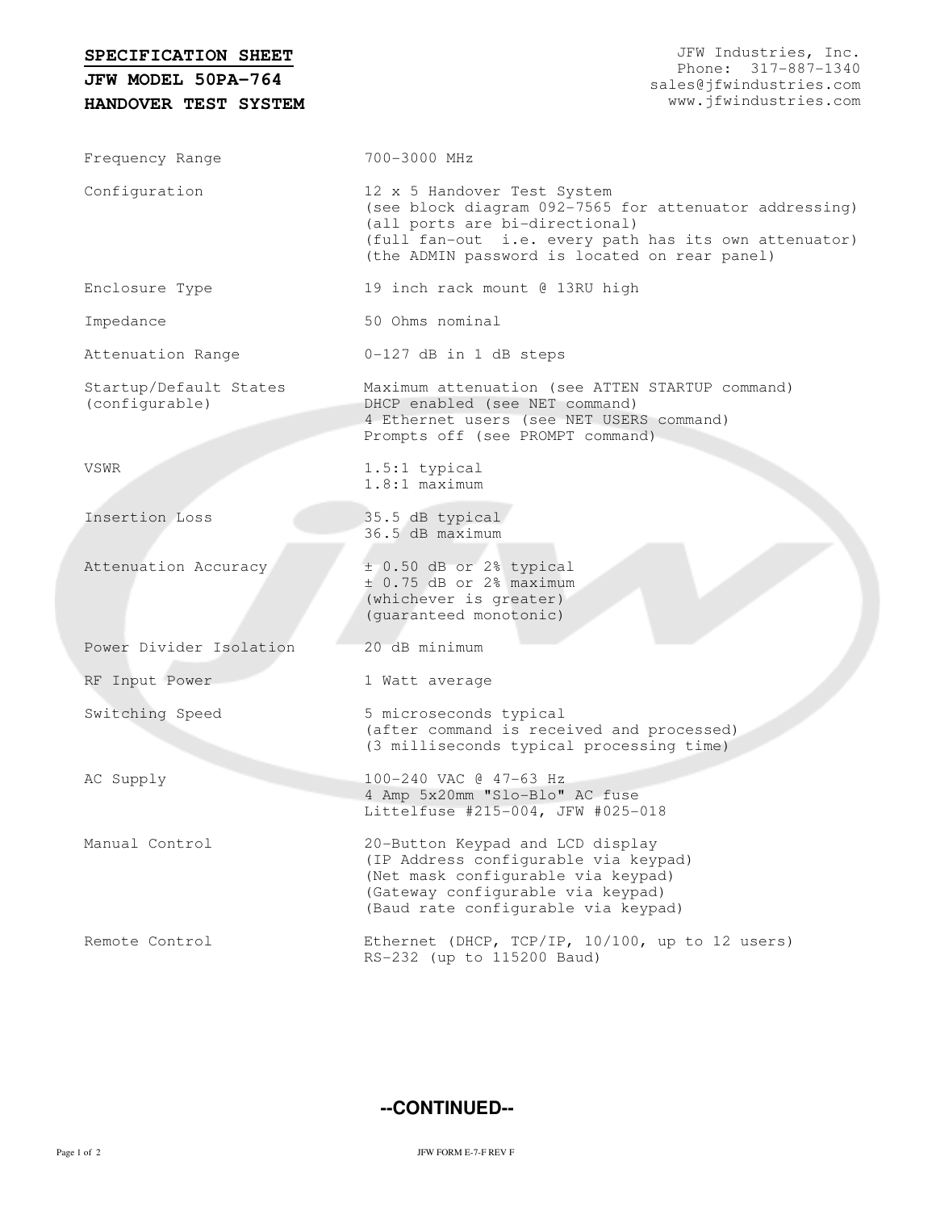**SPECIFICATION SHEET**

**JFW MODEL 50PA-764**

**HANDOVER TEST SYSTEM**

JFW Industries, Inc.
Phone: 317-887-1340
sales@jfwindustries.com
www.jfwindustries.com

| | |
|---|---|
| Frequency Range | 700-3000 MHz |
| Configuration | 12 x 5 Handover Test System<br>(see block diagram 092-7565 for attenuator addressing)<br>(all ports are bi-directional)<br>(full fan-out i.e. every path has its own attenuator)<br>(the ADMIN password is located on rear panel) |
| Enclosure Type | 19 inch rack mount @ 13RU high |
| Impedance | 50 Ohms nominal |
| Attenuation Range | 0-127 dB in 1 dB steps |
| Startup/Default States (configurable) | Maximum attenuation (see ATTEN STARTUP command)<br>DHCP enabled (see NET command)<br>4 Ethernet users (see NET USERS command)<br>Prompts off (see PROMPT command) |
| VSWR | 1.5:1 typical<br>1.8:1 maximum |
| Insertion Loss | 35.5 dB typical<br>36.5 dB maximum |
| Attenuation Accuracy | ± 0.50 dB or 2% typical<br>± 0.75 dB or 2% maximum<br>(whichever is greater)<br>(guaranteed monotonic) |
| Power Divider Isolation | 20 dB minimum |
| RF Input Power | 1 Watt average |
| Switching Speed | 5 microseconds typical<br>(after command is received and processed)<br>(3 milliseconds typical processing time) |
| AC Supply | 100-240 VAC @ 47-63 Hz<br>4 Amp 5x20mm "Slo-Blo" AC fuse<br>Littelfuse #215-004, JFW #025-018 |
| Manual Control | 20-Button Keypad and LCD display<br>(IP Address configurable via keypad)<br>(Net mask configurable via keypad)<br>(Gateway configurable via keypad)<br>(Baud rate configurable via keypad) |
| Remote Control | Ethernet (DHCP, TCP/IP, 10/100, up to 12 users)<br>RS-232 (up to 115200 Baud) |

**--CONTINUED--**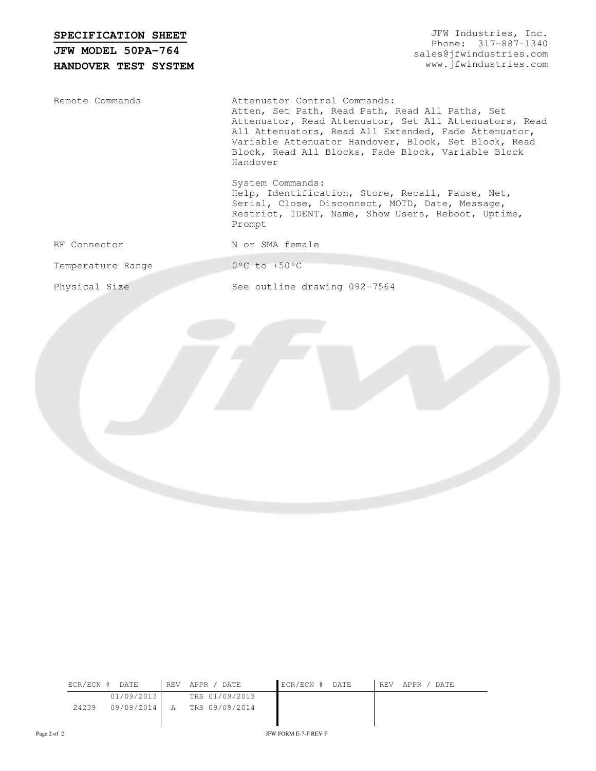**SPECIFICATION SHEET**

**JFW MODEL 50PA-764**

**HANDOVER TEST SYSTEM**

JFW Industries, Inc.
Phone: 317-887-1340
sales@jfwindustries.com
www.jfwindustries.com

| | |
|---|---|
| Remote Commands | Attenuator Control Commands: Atten, Set Path, Read Path, Read All Paths, Set Attenuator, Read Attenuator, Set All Attenuators, Read All Attenuators, Read All Extended, Fade Attenuator, Variable Attenuator Handover, Block, Set Block, Read Block, Read All Blocks, Fade Block, Variable Block Handover<br><br>System Commands: Help, Identification, Store, Recall, Pause, Net, Serial, Close, Disconnect, MOTD, Date, Message, Restrict, IDENT, Name, Show Users, Reboot, Uptime, Prompt |
| RF Connector | N or SMA female |
| Temperature Range | 0°C to +50°C |
| Physical Size | See outline drawing 092-7564 |

| ECR/ECN # | DATE | REV | APPR / DATE | ECR/ECN # | DATE | REV | APPR / DATE |
|---|---|---|---|---|---|---|---|
| | 01/09/2013 | | TRS 01/09/2013 | | | | |
| 24239 | 09/09/2014 | A | TRS 09/09/2014 | | | | |

JFW FORM E-7-F REV F